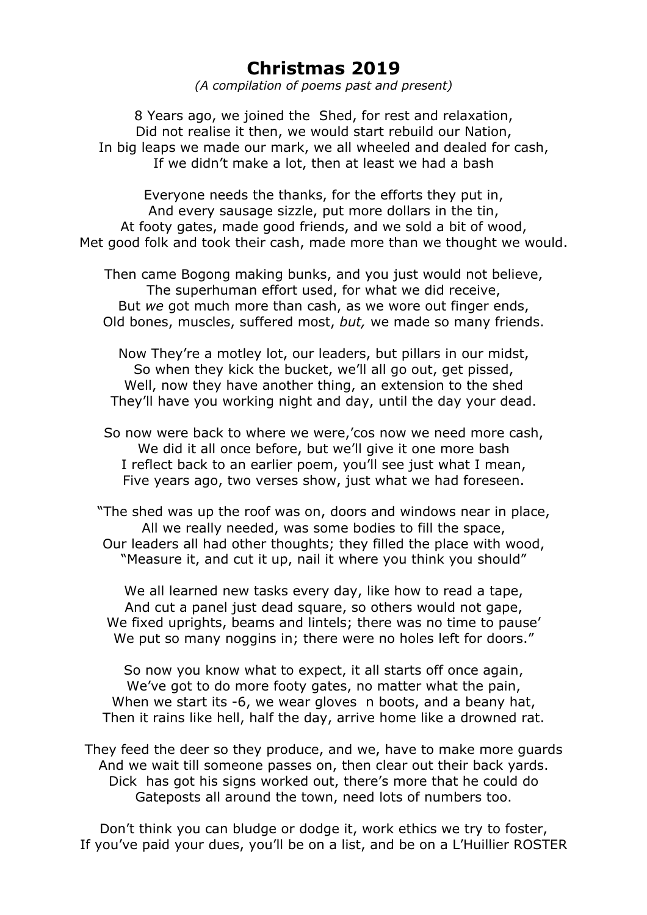# Christmas 2019

*(A compilation of poems past and present)*

8 Years ago, we joined the  Shed, for rest and relaxation,
Did not realise it then, we would start rebuild our Nation,
In big leaps we made our mark, we all wheeled and dealed for cash,
If we didn't make a lot, then at least we had a bash

Everyone needs the thanks, for the efforts they put in,
And every sausage sizzle, put more dollars in the tin,
At footy gates, made good friends, and we sold a bit of wood,
Met good folk and took their cash, made more than we thought we would.

Then came Bogong making bunks, and you just would not believe,
The superhuman effort used, for what we did receive,
But *we* got much more than cash, as we wore out finger ends,
Old bones, muscles, suffered most, *but,* we made so many friends.

Now They're a motley lot, our leaders, but pillars in our midst,
So when they kick the bucket, we'll all go out, get pissed,
Well, now they have another thing, an extension to the shed
They'll have you working night and day, until the day your dead.

So now were back to where we were,'cos now we need more cash,
We did it all once before, but we'll give it one more bash
I reflect back to an earlier poem, you'll see just what I mean,
Five years ago, two verses show, just what we had foreseen.

"The shed was up the roof was on, doors and windows near in place,
All we really needed, was some bodies to fill the space,
Our leaders all had other thoughts; they filled the place with wood,
"Measure it, and cut it up, nail it where you think you should"

We all learned new tasks every day, like how to read a tape,
And cut a panel just dead square, so others would not gape,
We fixed uprights, beams and lintels; there was no time to pause'
We put so many noggins in; there were no holes left for doors."

So now you know what to expect, it all starts off once again,
We've got to do more footy gates, no matter what the pain,
When we start its -6, we wear gloves  n boots, and a beany hat,
Then it rains like hell, half the day, arrive home like a drowned rat.

They feed the deer so they produce, and we, have to make more guards
And we wait till someone passes on, then clear out their back yards.
Dick  has got his signs worked out, there's more that he could do
Gateposts all around the town, need lots of numbers too.

Don't think you can bludge or dodge it, work ethics we try to foster,
If you've paid your dues, you'll be on a list, and be on a L'Huillier ROSTER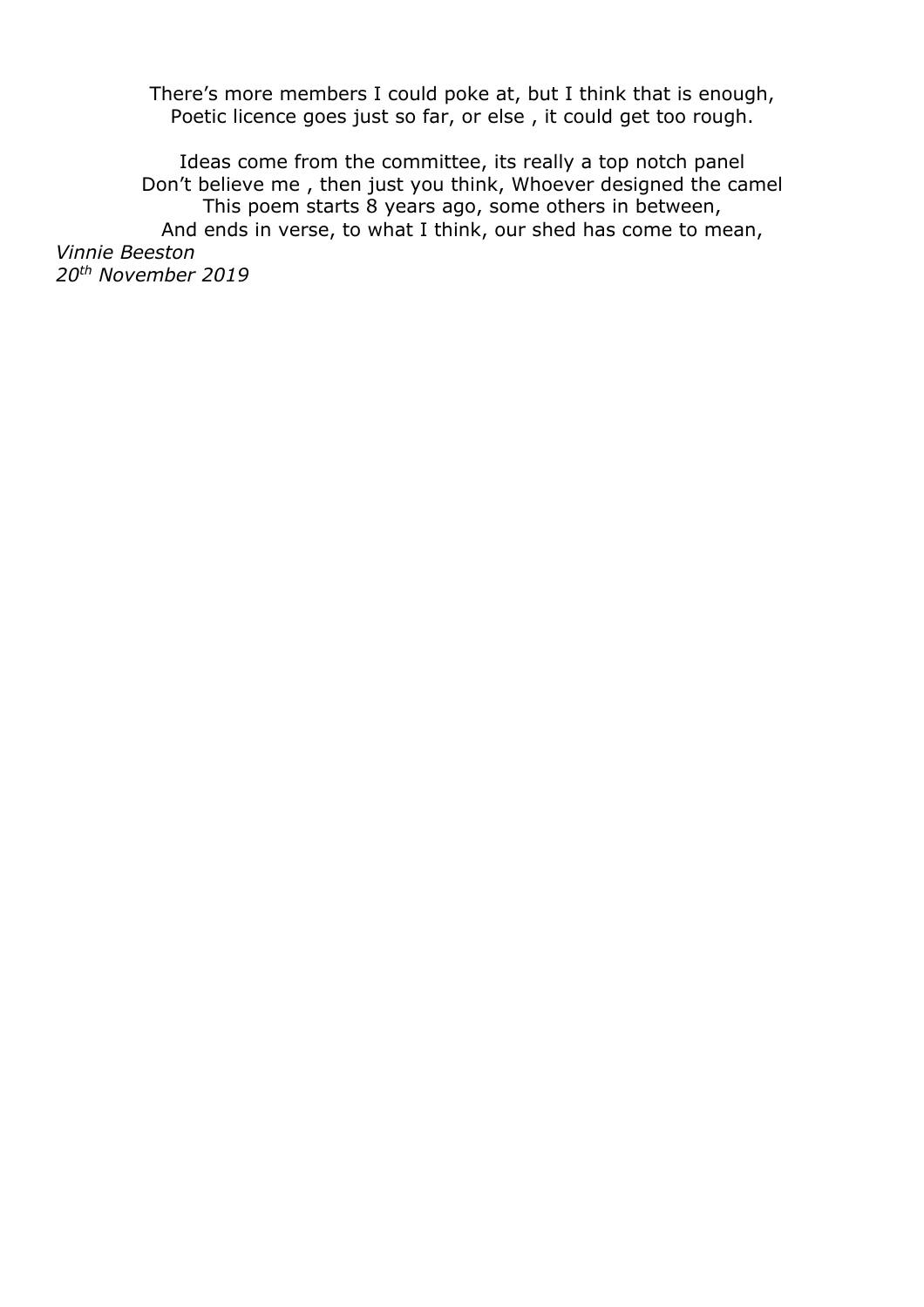There's more members I could poke at, but I think that is enough,
Poetic licence goes just so far, or else , it could get too rough.

Ideas come from the committee, its really a top notch panel
Don't believe me , then just you think, Whoever designed the camel
This poem starts 8 years ago, some others in between,
And ends in verse, to what I think, our shed has come to mean,

*Vinnie Beeston*
*20th November 2019*